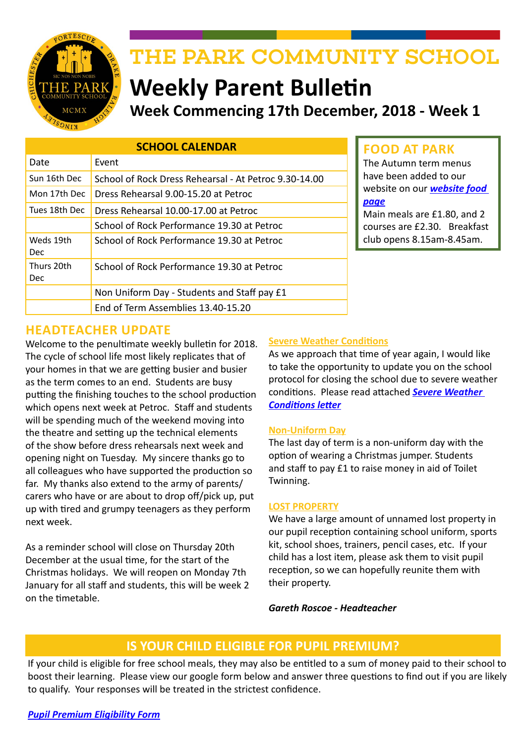# THE PARK COMMUNITY SCHOOL

## Weekly Parent Bulletin

### Week Commencing 17th December, 2018 - Week 1

| SCHOOL CALENDAR | |
|---|---|
| Date | Event |
| Sun 16th Dec | School of Rock Dress Rehearsal - At Petroc 9.30-14.00 |
| Mon 17th Dec | Dress Rehearsal 9.00-15.20 at Petroc |
| Tues 18th Dec | Dress Rehearsal 10.00-17.00 at Petroc |
| | School of Rock Performance 19.30 at Petroc |
| Weds 19th Dec | School of Rock Performance 19.30 at Petroc |
| Thurs 20th Dec | School of Rock Performance 19.30 at Petroc |
| | Non Uniform Day - Students and Staff pay £1 |
| | End of Term Assemblies 13.40-15.20 |

## FOOD AT PARK

The Autumn term menus have been added to our website on our ***website food page***

Main meals are £1.80, and 2 courses are £2.30. Breakfast club opens 8.15am-8.45am.

## HEADTEACHER UPDATE

Welcome to the penultimate weekly bulletin for 2018. The cycle of school life most likely replicates that of your homes in that we are getting busier and busier as the term comes to an end. Students are busy putting the finishing touches to the school production which opens next week at Petroc. Staff and students will be spending much of the weekend moving into the theatre and setting up the technical elements of the show before dress rehearsals next week and opening night on Tuesday. My sincere thanks go to all colleagues who have supported the production so far. My thanks also extend to the army of parents/ carers who have or are about to drop off/pick up, put up with tired and grumpy teenagers as they perform next week.

As a reminder school will close on Thursday 20th December at the usual time, for the start of the Christmas holidays. We will reopen on Monday 7th January for all staff and students, this will be week 2 on the timetable.

### Severe Weather Conditions

As we approach that time of year again, I would like to take the opportunity to update you on the school protocol for closing the school due to severe weather conditions. Please read attached ***Severe Weather Conditions letter***

### Non-Uniform Day

The last day of term is a non-uniform day with the option of wearing a Christmas jumper. Students and staff to pay £1 to raise money in aid of Toilet Twinning.

### LOST PROPERTY

We have a large amount of unnamed lost property in our pupil reception containing school uniform, sports kit, school shoes, trainers, pencil cases, etc. If your child has a lost item, please ask them to visit pupil reception, so we can hopefully reunite them with their property.

***Gareth Roscoe - Headteacher***

## IS YOUR CHILD ELIGIBLE FOR PUPIL PREMIUM?

If your child is eligible for free school meals, they may also be entitled to a sum of money paid to their school to boost their learning. Please view our google form below and answer three questions to find out if you are likely to qualify. Your responses will be treated in the strictest confidence.

***Pupil Premium Eligibility Form***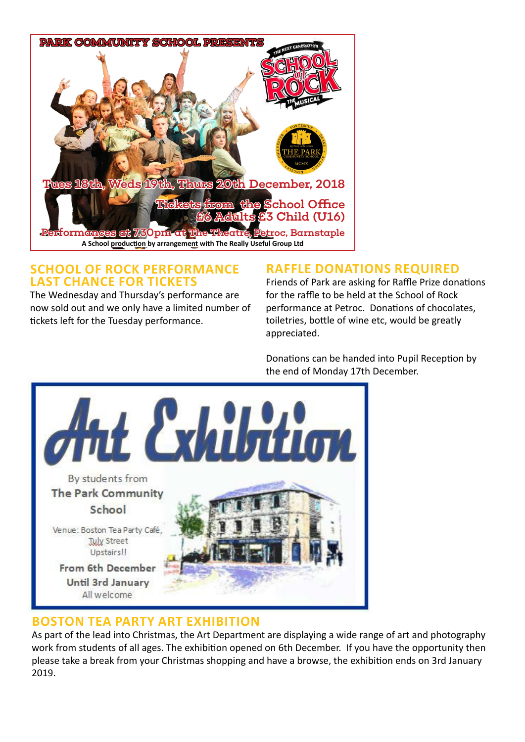PARK COMMUNITY SCHOOL PRESENTS

THE NEXT GENERATION SCHOOL of ROCK THE MUSICAL

Tues 18th, Weds 19th, Thurs 20th December, 2018

Tickets from the School Office

£6 Adults £3 Child (U16)

Performances at 7.30pm at The Theatre, Petroc, Barnstaple

A School production by arrangement with The Really Useful Group Ltd

## SCHOOL OF ROCK PERFORMANCE LAST CHANCE FOR TICKETS

The Wednesday and Thursday's performance are now sold out and we only have a limited number of tickets left for the Tuesday performance.

## RAFFLE DONATIONS REQUIRED

Friends of Park are asking for Raffle Prize donations for the raffle to be held at the School of Rock performance at Petroc. Donations of chocolates, toiletries, bottle of wine etc, would be greatly appreciated.

Donations can be handed into Pupil Reception by the end of Monday 17th December.

Art Exhibition

By students from The Park Community School

Venue: Boston Tea Party Café, Tuly Street Upstairs!!

From 6th December Until 3rd January

All welcome

## BOSTON TEA PARTY ART EXHIBITION

As part of the lead into Christmas, the Art Department are displaying a wide range of art and photography work from students of all ages. The exhibition opened on 6th December. If you have the opportunity then please take a break from your Christmas shopping and have a browse, the exhibition ends on 3rd January 2019.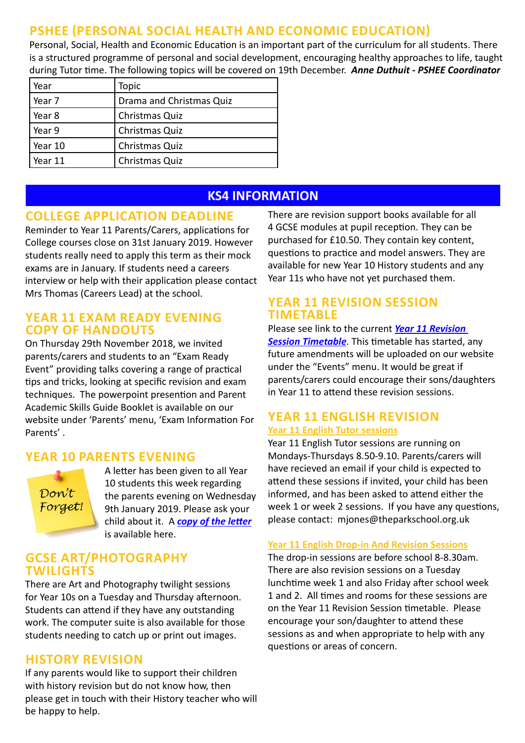## PSHEE (PERSONAL SOCIAL HEALTH AND ECONOMIC EDUCATION)

Personal, Social, Health and Economic Education is an important part of the curriculum for all students. There is a structured programme of personal and social development, encouraging healthy approaches to life, taught during Tutor time. The following topics will be covered on 19th December. ***Anne Duthuit - PSHEE Coordinator***

| Year | Topic |
|---|---|
| Year 7 | Drama and Christmas Quiz |
| Year 8 | Christmas Quiz |
| Year 9 | Christmas Quiz |
| Year 10 | Christmas Quiz |
| Year 11 | Christmas Quiz |

# KS4 INFORMATION

## COLLEGE APPLICATION DEADLINE

Reminder to Year 11 Parents/Carers, applications for College courses close on 31st January 2019. However students really need to apply this term as their mock exams are in January. If students need a careers interview or help with their application please contact Mrs Thomas (Careers Lead) at the school.

## YEAR 11 EXAM READY EVENING COPY OF HANDOUTS

On Thursday 29th November 2018, we invited parents/carers and students to an "Exam Ready Event" providing talks covering a range of practical tips and tricks, looking at specific revision and exam techniques. The powerpoint presention and Parent Academic Skills Guide Booklet is available on our website under 'Parents' menu, 'Exam Information For Parents'.

## YEAR 10 PARENTS EVENING

Don't Forget!

A letter has been given to all Year 10 students this week regarding the parents evening on Wednesday 9th January 2019. Please ask your child about it. A ***copy of the letter*** is available here.

## GCSE ART/PHOTOGRAPHY TWILIGHTS

There are Art and Photography twilight sessions for Year 10s on a Tuesday and Thursday afternoon. Students can attend if they have any outstanding work. The computer suite is also available for those students needing to catch up or print out images.

## HISTORY REVISION

If any parents would like to support their children with history revision but do not know how, then please get in touch with their History teacher who will be happy to help.

There are revision support books available for all 4 GCSE modules at pupil reception. They can be purchased for £10.50. They contain key content, questions to practice and model answers. They are available for new Year 10 History students and any Year 11s who have not yet purchased them.

## YEAR 11 REVISION SESSION TIMETABLE

Please see link to the current ***Year 11 Revision Session Timetable***. This timetable has started, any future amendments will be uploaded on our website under the "Events" menu. It would be great if parents/carers could encourage their sons/daughters in Year 11 to attend these revision sessions.

## YEAR 11 ENGLISH REVISION

### Year 11 English Tutor sessions

Year 11 English Tutor sessions are running on Mondays-Thursdays 8.50-9.10. Parents/carers will have recieved an email if your child is expected to attend these sessions if invited, your child has been informed, and has been asked to attend either the week 1 or week 2 sessions. If you have any questions, please contact: mjones@theparkschool.org.uk

### Year 11 English Drop-in And Revision Sessions

The drop-in sessions are before school 8-8.30am. There are also revision sessions on a Tuesday lunchtime week 1 and also Friday after school week 1 and 2. All times and rooms for these sessions are on the Year 11 Revision Session timetable. Please encourage your son/daughter to attend these sessions as and when appropriate to help with any questions or areas of concern.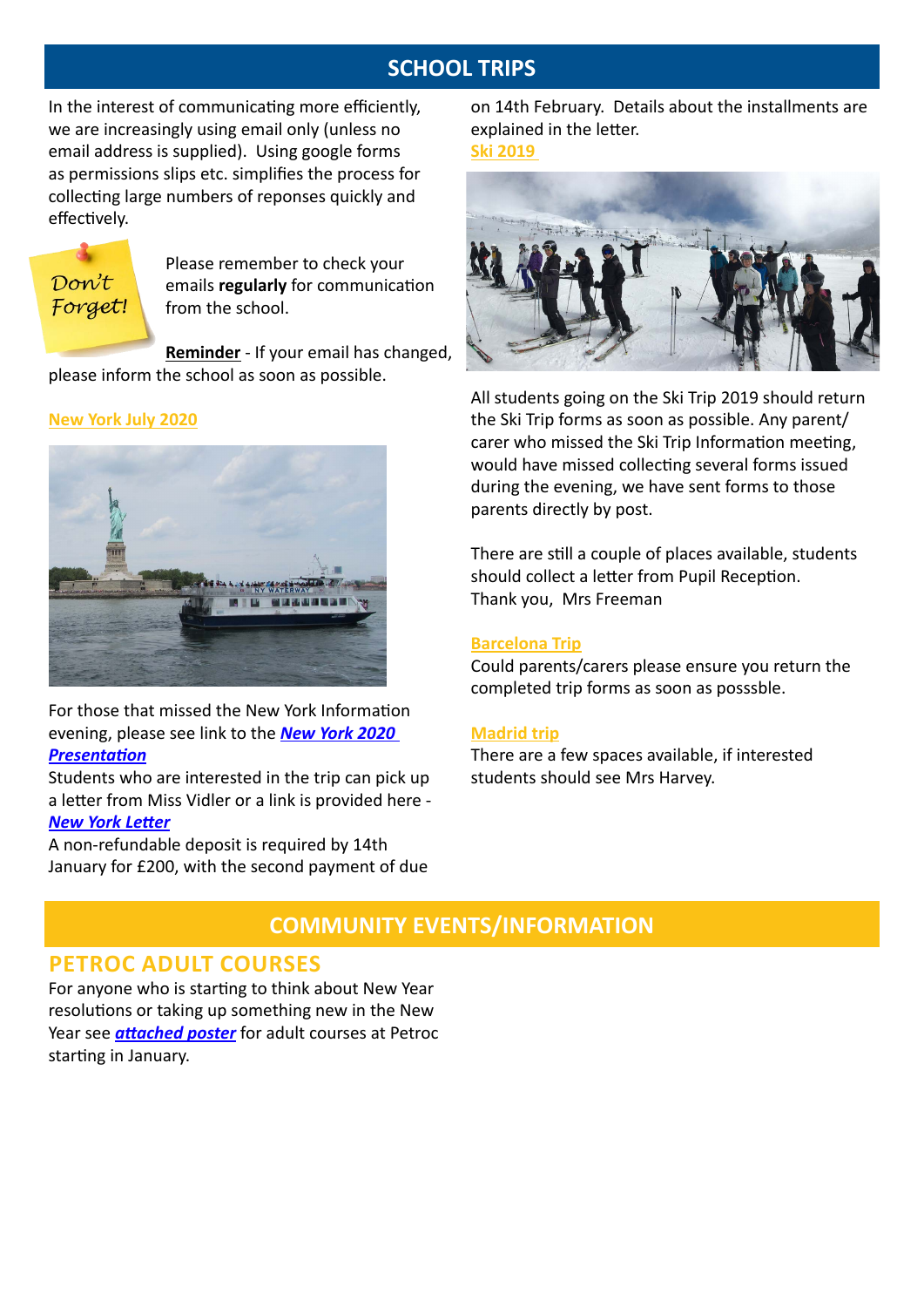## SCHOOL TRIPS

In the interest of communicating more efficiently, we are increasingly using email only (unless no email address is supplied). Using google forms as permissions slips etc. simplifies the process for collecting large numbers of reponses quickly and effectively.

Don't Forget!

Please remember to check your emails **regularly** for communication from the school.

**Reminder** - If your email has changed, please inform the school as soon as possible.

### New York July 2020

For those that missed the New York Information evening, please see link to the ***New York 2020 Presentation***

Students who are interested in the trip can pick up a letter from Miss Vidler or a link is provided here - ***New York Letter***

A non-refundable deposit is required by 14th January for £200, with the second payment of due on 14th February. Details about the installments are explained in the letter.

### Ski 2019

All students going on the Ski Trip 2019 should return the Ski Trip forms as soon as possible. Any parent/ carer who missed the Ski Trip Information meeting, would have missed collecting several forms issued during the evening, we have sent forms to those parents directly by post.

There are still a couple of places available, students should collect a letter from Pupil Reception.
Thank you, Mrs Freeman

### Barcelona Trip

Could parents/carers please ensure you return the completed trip forms as soon as posssble.

### Madrid trip

There are a few spaces available, if interested students should see Mrs Harvey.

## COMMUNITY EVENTS/INFORMATION

### PETROC ADULT COURSES

For anyone who is starting to think about New Year resolutions or taking up something new in the New Year see ***attached poster*** for adult courses at Petroc starting in January.